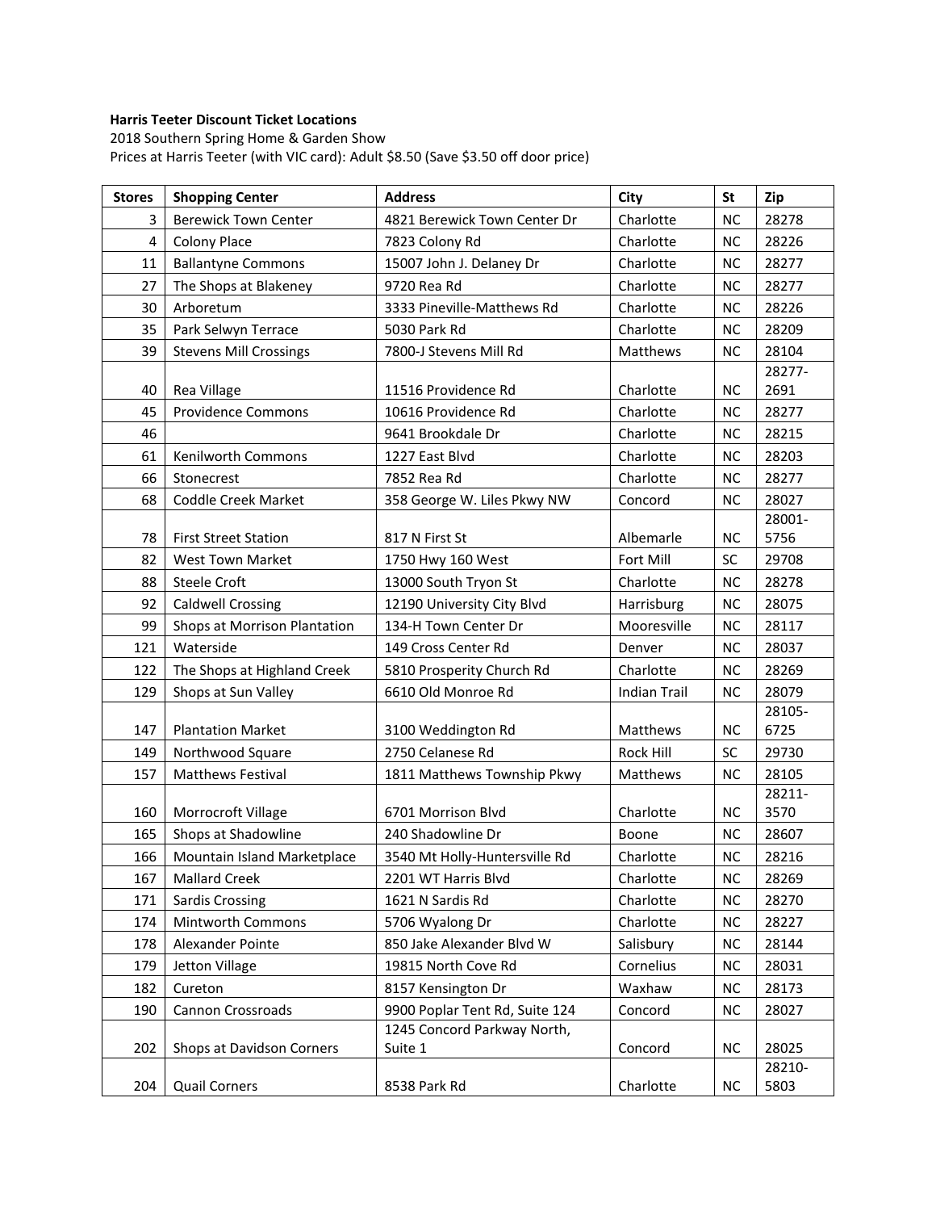**Harris Teeter Discount Ticket Locations**

2018 Southern Spring Home & Garden Show

Prices at Harris Teeter (with VIC card): Adult $8.50 (Save $3.50 off door price)

| Stores | Shopping Center | Address | City | St | Zip |
|---|---|---|---|---|---|
| 3 | Berewick Town Center | 4821 Berewick Town Center Dr | Charlotte | NC | 28278 |
| 4 | Colony Place | 7823 Colony Rd | Charlotte | NC | 28226 |
| 11 | Ballantyne Commons | 15007 John J. Delaney Dr | Charlotte | NC | 28277 |
| 27 | The Shops at Blakeney | 9720 Rea Rd | Charlotte | NC | 28277 |
| 30 | Arboretum | 3333 Pineville-Matthews Rd | Charlotte | NC | 28226 |
| 35 | Park Selwyn Terrace | 5030 Park Rd | Charlotte | NC | 28209 |
| 39 | Stevens Mill Crossings | 7800-J Stevens Mill Rd | Matthews | NC | 28104 |
| 40 | Rea Village | 11516 Providence Rd | Charlotte | NC | 28277-2691 |
| 45 | Providence Commons | 10616 Providence Rd | Charlotte | NC | 28277 |
| 46 | | 9641 Brookdale Dr | Charlotte | NC | 28215 |
| 61 | Kenilworth Commons | 1227 East Blvd | Charlotte | NC | 28203 |
| 66 | Stonecrest | 7852 Rea Rd | Charlotte | NC | 28277 |
| 68 | Coddle Creek Market | 358 George W. Liles Pkwy NW | Concord | NC | 28027 |
| 78 | First Street Station | 817 N First St | Albemarle | NC | 28001-5756 |
| 82 | West Town Market | 1750 Hwy 160 West | Fort Mill | SC | 29708 |
| 88 | Steele Croft | 13000 South Tryon St | Charlotte | NC | 28278 |
| 92 | Caldwell Crossing | 12190 University City Blvd | Harrisburg | NC | 28075 |
| 99 | Shops at Morrison Plantation | 134-H Town Center Dr | Mooresville | NC | 28117 |
| 121 | Waterside | 149 Cross Center Rd | Denver | NC | 28037 |
| 122 | The Shops at Highland Creek | 5810 Prosperity Church Rd | Charlotte | NC | 28269 |
| 129 | Shops at Sun Valley | 6610 Old Monroe Rd | Indian Trail | NC | 28079 |
| 147 | Plantation Market | 3100 Weddington Rd | Matthews | NC | 28105-6725 |
| 149 | Northwood Square | 2750 Celanese Rd | Rock Hill | SC | 29730 |
| 157 | Matthews Festival | 1811 Matthews Township Pkwy | Matthews | NC | 28105 |
| 160 | Morrocroft Village | 6701 Morrison Blvd | Charlotte | NC | 28211-3570 |
| 165 | Shops at Shadowline | 240 Shadowline Dr | Boone | NC | 28607 |
| 166 | Mountain Island Marketplace | 3540 Mt Holly-Huntersville Rd | Charlotte | NC | 28216 |
| 167 | Mallard Creek | 2201 WT Harris Blvd | Charlotte | NC | 28269 |
| 171 | Sardis Crossing | 1621 N Sardis Rd | Charlotte | NC | 28270 |
| 174 | Mintworth Commons | 5706 Wyalong Dr | Charlotte | NC | 28227 |
| 178 | Alexander Pointe | 850 Jake Alexander Blvd W | Salisbury | NC | 28144 |
| 179 | Jetton Village | 19815 North Cove Rd | Cornelius | NC | 28031 |
| 182 | Cureton | 8157 Kensington Dr | Waxhaw | NC | 28173 |
| 190 | Cannon Crossroads | 9900 Poplar Tent Rd, Suite 124 | Concord | NC | 28027 |
| 202 | Shops at Davidson Corners | 1245 Concord Parkway North, Suite 1 | Concord | NC | 28025 |
| 204 | Quail Corners | 8538 Park Rd | Charlotte | NC | 28210-5803 |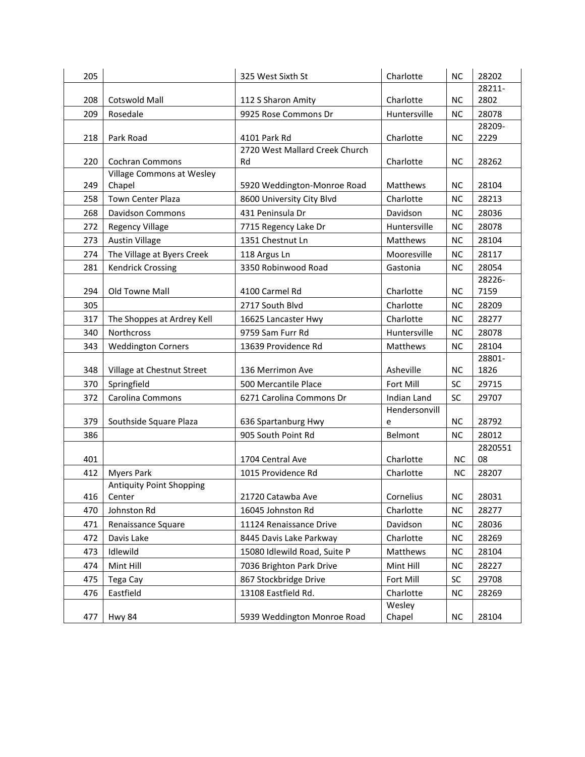| | | | | | |
|---|---|---|---|---|---|
| 205 | | 325 West Sixth St | Charlotte | NC | 28202 |
| 208 | Cotswold Mall | 112 S Sharon Amity | Charlotte | NC | 28211-2802 |
| 209 | Rosedale | 9925 Rose Commons Dr | Huntersville | NC | 28078 |
| 218 | Park Road | 4101 Park Rd | Charlotte | NC | 28209-2229 |
| 220 | Cochran Commons | 2720 West Mallard Creek Church Rd | Charlotte | NC | 28262 |
| 249 | Village Commons at Wesley Chapel | 5920 Weddington-Monroe Road | Matthews | NC | 28104 |
| 258 | Town Center Plaza | 8600 University City Blvd | Charlotte | NC | 28213 |
| 268 | Davidson Commons | 431 Peninsula Dr | Davidson | NC | 28036 |
| 272 | Regency Village | 7715 Regency Lake Dr | Huntersville | NC | 28078 |
| 273 | Austin Village | 1351 Chestnut Ln | Matthews | NC | 28104 |
| 274 | The Village at Byers Creek | 118 Argus Ln | Mooresville | NC | 28117 |
| 281 | Kendrick Crossing | 3350 Robinwood Road | Gastonia | NC | 28054 |
| 294 | Old Towne Mall | 4100 Carmel Rd | Charlotte | NC | 28226-7159 |
| 305 | | 2717 South Blvd | Charlotte | NC | 28209 |
| 317 | The Shoppes at Ardrey Kell | 16625 Lancaster Hwy | Charlotte | NC | 28277 |
| 340 | Northcross | 9759 Sam Furr Rd | Huntersville | NC | 28078 |
| 343 | Weddington Corners | 13639 Providence Rd | Matthews | NC | 28104 |
| 348 | Village at Chestnut Street | 136 Merrimon Ave | Asheville | NC | 28801-1826 |
| 370 | Springfield | 500 Mercantile Place | Fort Mill | SC | 29715 |
| 372 | Carolina Commons | 6271 Carolina Commons Dr | Indian Land | SC | 29707 |
| 379 | Southside Square Plaza | 636 Spartanburg Hwy | Hendersonville | NC | 28792 |
| 386 | | 905 South Point Rd | Belmont | NC | 28012 |
| 401 | | 1704 Central Ave | Charlotte | NC | 282055108 |
| 412 | Myers Park | 1015 Providence Rd | Charlotte | NC | 28207 |
| 416 | Antiquity Point Shopping Center | 21720 Catawba Ave | Cornelius | NC | 28031 |
| 470 | Johnston Rd | 16045 Johnston Rd | Charlotte | NC | 28277 |
| 471 | Renaissance Square | 11124 Renaissance Drive | Davidson | NC | 28036 |
| 472 | Davis Lake | 8445 Davis Lake Parkway | Charlotte | NC | 28269 |
| 473 | Idlewild | 15080 Idlewild Road, Suite P | Matthews | NC | 28104 |
| 474 | Mint Hill | 7036 Brighton Park Drive | Mint Hill | NC | 28227 |
| 475 | Tega Cay | 867 Stockbridge Drive | Fort Mill | SC | 29708 |
| 476 | Eastfield | 13108 Eastfield Rd. | Charlotte | NC | 28269 |
| 477 | Hwy 84 | 5939 Weddington Monroe Road | Wesley Chapel | NC | 28104 |